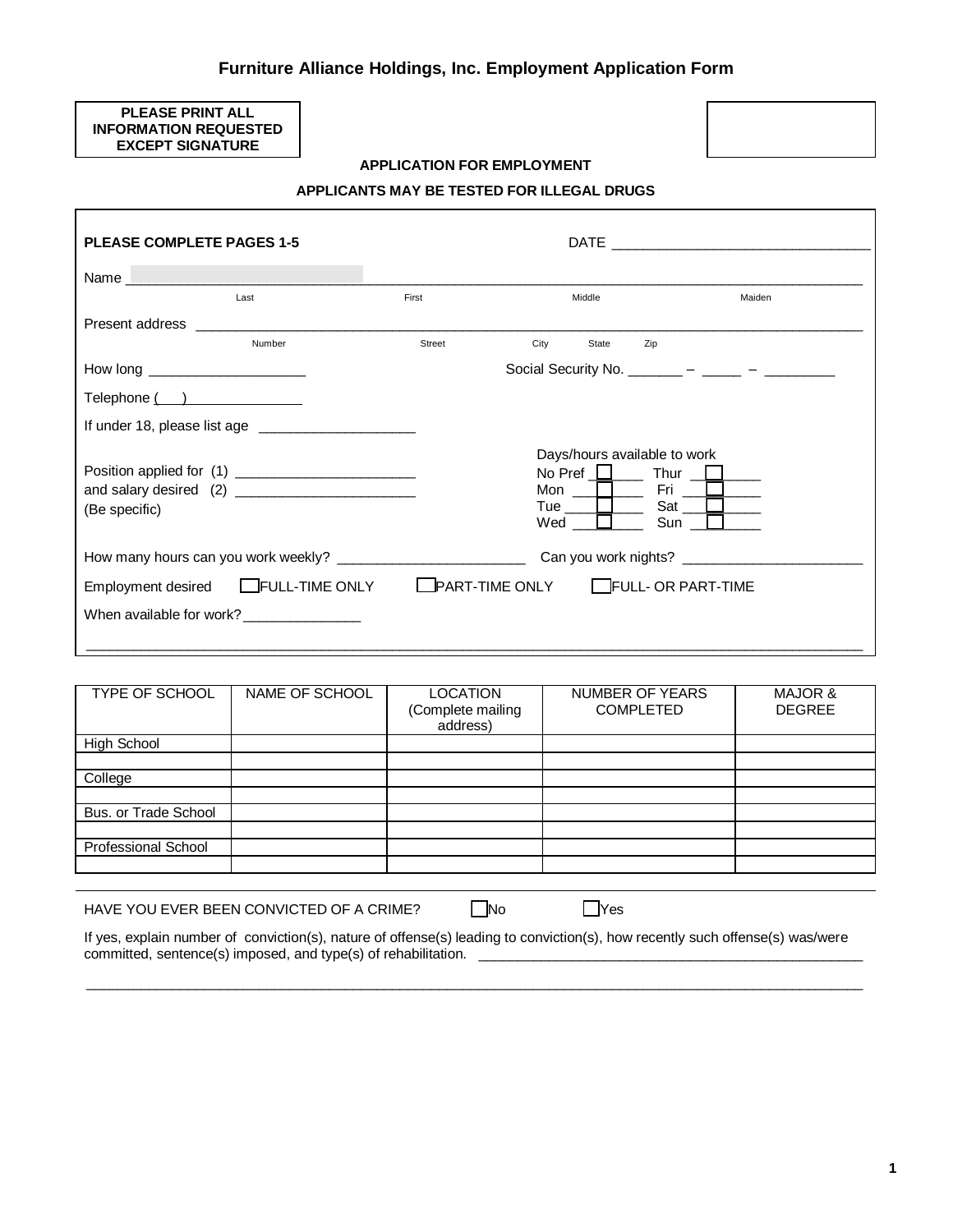# Furniture Alliance Holdings, Inc. Employment Application Form

**PLEASE PRINT ALL INFORMATION REQUESTED EXCEPT SIGNATURE**

**APPLICATION FOR EMPLOYMENT**

**APPLICANTS MAY BE TESTED FOR ILLEGAL DRUGS**

**PLEASE COMPLETE PAGES 1-5**

DATE ________________________________

Name ____________________________________________________________________________
Last First Middle Maiden

Present address ____________________________________________________________________
Number Street City State Zip

How long ____________________

Social Security No. _______ – _____ – _________

Telephone (   ) _______________

If under 18, please list age ____________________

Position applied for (1) _______________________
and salary desired (2) _______________________
(Be specific)

Days/hours available to work
- No Pref ☐ ______
- Mon ☐ ______
- Tue ☐ ______
- Wed ☐ ______
- Thur ☐ ______
- Fri ☐ ______
- Sat ☐ ______
- Sun ☐ ______

How many hours can you work weekly? ________________________

Can you work nights? _______________________

Employment desired ☐ FULL-TIME ONLY ☐ PART-TIME ONLY ☐ FULL- OR PART-TIME

When available for work? _______________

_____________________________________________________________________________________

| TYPE OF SCHOOL | NAME OF SCHOOL | LOCATION (Complete mailing address) | NUMBER OF YEARS COMPLETED | MAJOR & DEGREE |
|---|---|---|---|---|
| High School | | | | |
| | | | | |
| College | | | | |
| | | | | |
| Bus. or Trade School | | | | |
| | | | | |
| Professional School | | | | |
| | | | | |

HAVE YOU EVER BEEN CONVICTED OF A CRIME? ☐ No ☐ Yes

If yes, explain number of conviction(s), nature of offense(s) leading to conviction(s), how recently such offense(s) was/were committed, sentence(s) imposed, and type(s) of rehabilitation. ___________________________________________________

_____________________________________________________________________________________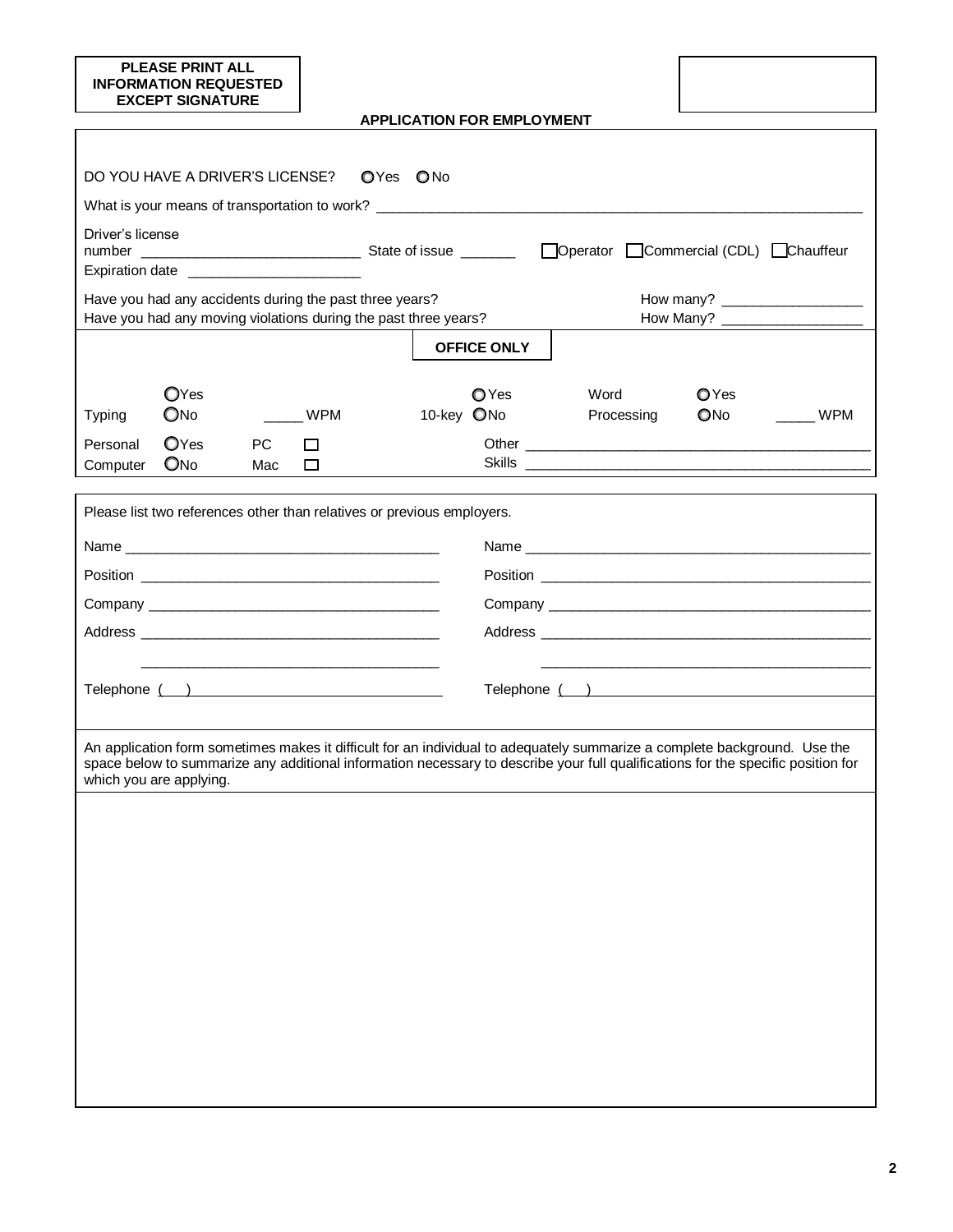**PLEASE PRINT ALL INFORMATION REQUESTED EXCEPT SIGNATURE**

## APPLICATION FOR EMPLOYMENT

DO YOU HAVE A DRIVER'S LICENSE? ○ Yes ○ No

What is your means of transportation to work? ______________________________

Driver's license number ____________________ State of issue _______ ☐ Operator ☐ Commercial (CDL) ☐ Chauffeur

Expiration date ____________________

Have you had any accidents during the past three years? How many? ______________

Have you had any moving violations during the past three years? How Many? ______________

**OFFICE ONLY**

Typing ○ Yes ○ No _____ WPM

10-key ○ Yes ○ No

Word Processing ○ Yes ○ No _____ WPM

Personal Computer ○ Yes ○ No PC ☐ Mac ☐

Other Skills ______________________________

Please list two references other than relatives or previous employers.

| | |
|---|---|
| Name ____________________ | Name ____________________ |
| Position ____________________ | Position ____________________ |
| Company ____________________ | Company ____________________ |
| Address ____________________ | Address ____________________ |
| ____________________ | ____________________ |
| Telephone ( ) ____________________ | Telephone ( ) ____________________ |

An application form sometimes makes it difficult for an individual to adequately summarize a complete background. Use the space below to summarize any additional information necessary to describe your full qualifications for the specific position for which you are applying.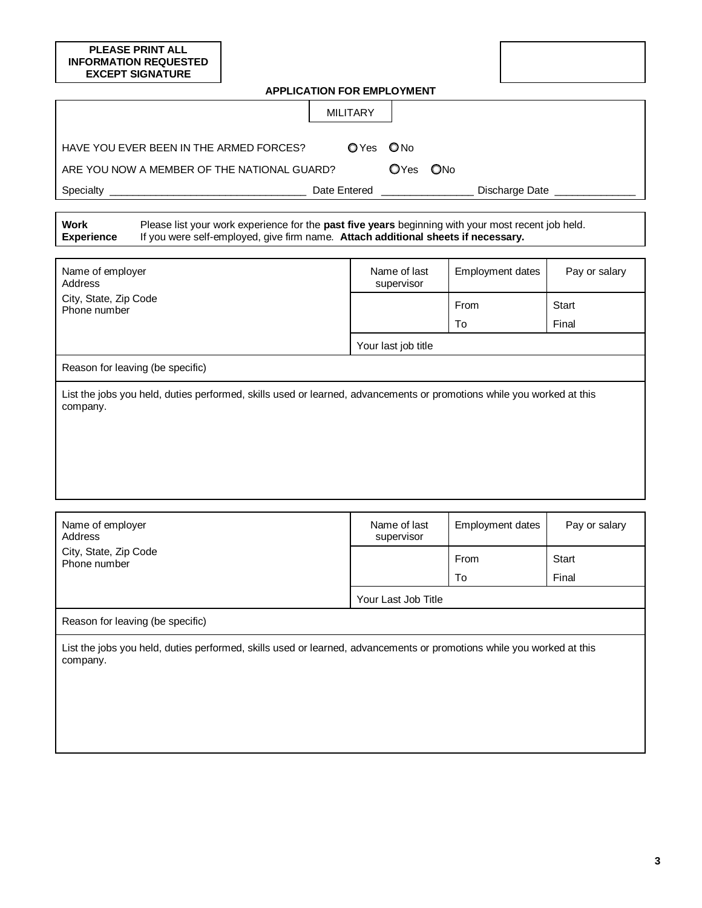**PLEASE PRINT ALL INFORMATION REQUESTED EXCEPT SIGNATURE**

## APPLICATION FOR EMPLOYMENT

### MILITARY

HAVE YOU EVER BEEN IN THE ARMED FORCES? ○ Yes ○ No

ARE YOU NOW A MEMBER OF THE NATIONAL GUARD? ○ Yes ○ No

Specialty ________________________________ Date Entered _______________ Discharge Date _____________

| **Work Experience** | Please list your work experience for the **past five years** beginning with your most recent job held. If you were self-employed, give firm name. **Attach additional sheets if necessary.** |
|---|---|

| Name of employer<br>Address<br>City, State, Zip Code<br>Phone number | Name of last supervisor | Employment dates | Pay or salary |
|---|---|---|---|
| | | From | Start |
| | | To | Final |
| | Your last job title | | |
| Reason for leaving (be specific) | | | |
| List the jobs you held, duties performed, skills used or learned, advancements or promotions while you worked at this company. | | | |

| Name of employer<br>Address<br>City, State, Zip Code<br>Phone number | Name of last supervisor | Employment dates | Pay or salary |
|---|---|---|---|
| | | From | Start |
| | | To | Final |
| | Your Last Job Title | | |
| Reason for leaving (be specific) | | | |
| List the jobs you held, duties performed, skills used or learned, advancements or promotions while you worked at this company. | | | |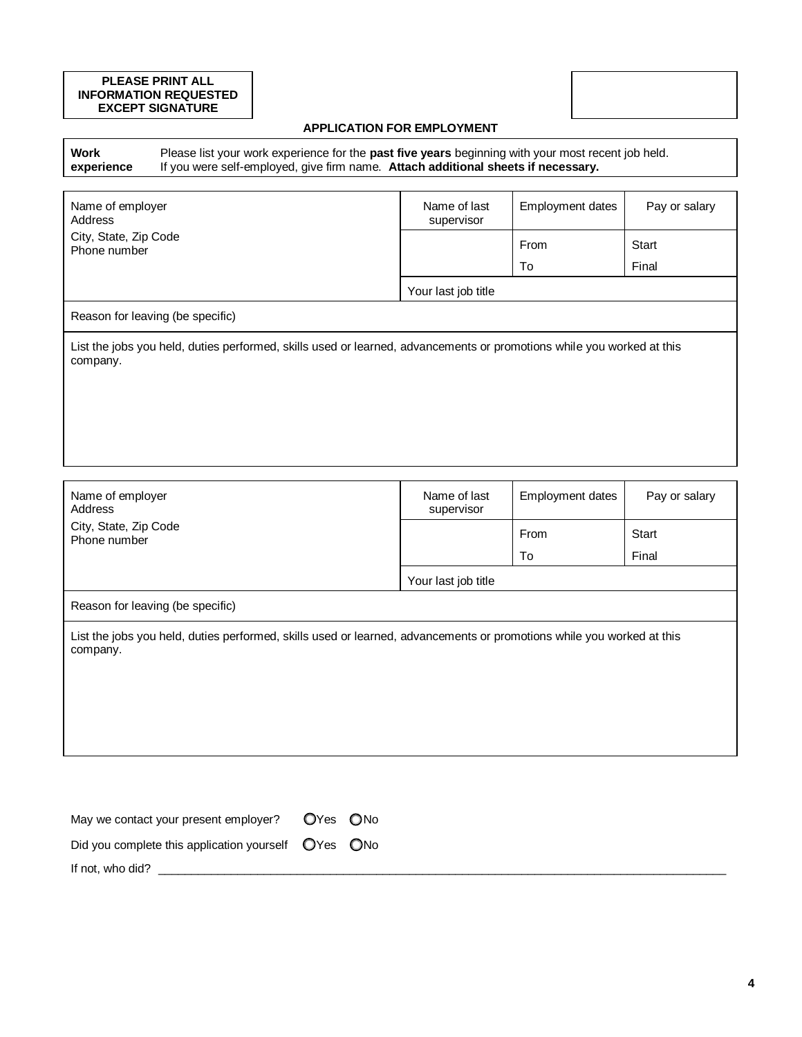**PLEASE PRINT ALL INFORMATION REQUESTED EXCEPT SIGNATURE**

## APPLICATION FOR EMPLOYMENT

| **Work experience** | Please list your work experience for the **past five years** beginning with your most recent job held. If you were self-employed, give firm name. **Attach additional sheets if necessary.** |
|---|---|

| Name of employer<br>Address<br>City, State, Zip Code<br>Phone number | Name of last supervisor | Employment dates | Pay or salary |
|---|---|---|---|
| | | From | Start |
| | | To | Final |
| | Your last job title | | |
| Reason for leaving (be specific) | | | |
| List the jobs you held, duties performed, skills used or learned, advancements or promotions while you worked at this company. | | | |

| Name of employer<br>Address<br>City, State, Zip Code<br>Phone number | Name of last supervisor | Employment dates | Pay or salary |
|---|---|---|---|
| | | From | Start |
| | | To | Final |
| | Your last job title | | |
| Reason for leaving (be specific) | | | |
| List the jobs you held, duties performed, skills used or learned, advancements or promotions while you worked at this company. | | | |

May we contact your present employer? ○ Yes ○ No

Did you complete this application yourself ○ Yes ○ No

If not, who did? ______________________________________________________________________________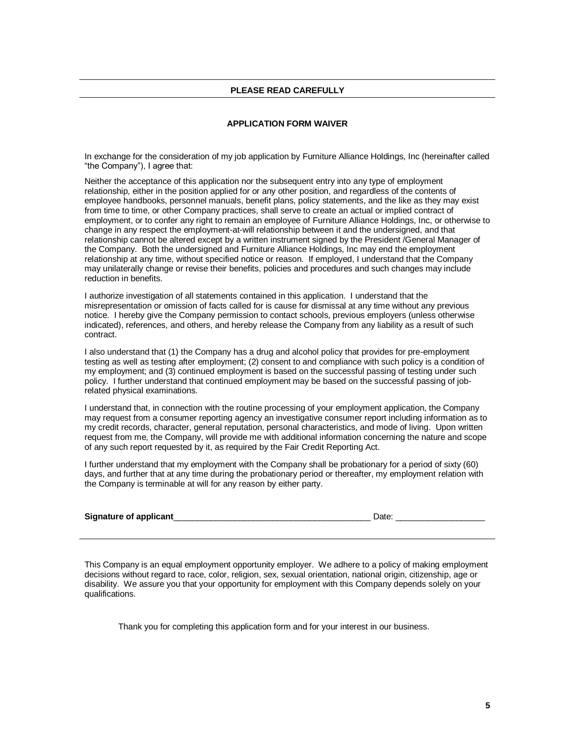**PLEASE READ CAREFULLY**

## APPLICATION FORM WAIVER

In exchange for the consideration of my job application by Furniture Alliance Holdings, Inc (hereinafter called "the Company"), I agree that:

Neither the acceptance of this application nor the subsequent entry into any type of employment relationship, either in the position applied for or any other position, and regardless of the contents of employee handbooks, personnel manuals, benefit plans, policy statements, and the like as they may exist from time to time, or other Company practices, shall serve to create an actual or implied contract of employment, or to confer any right to remain an employee of Furniture Alliance Holdings, Inc, or otherwise to change in any respect the employment-at-will relationship between it and the undersigned, and that relationship cannot be altered except by a written instrument signed by the President /General Manager of the Company. Both the undersigned and Furniture Alliance Holdings, Inc may end the employment relationship at any time, without specified notice or reason. If employed, I understand that the Company may unilaterally change or revise their benefits, policies and procedures and such changes may include reduction in benefits.

I authorize investigation of all statements contained in this application. I understand that the misrepresentation or omission of facts called for is cause for dismissal at any time without any previous notice. I hereby give the Company permission to contact schools, previous employers (unless otherwise indicated), references, and others, and hereby release the Company from any liability as a result of such contract.

I also understand that (1) the Company has a drug and alcohol policy that provides for pre-employment testing as well as testing after employment; (2) consent to and compliance with such policy is a condition of my employment; and (3) continued employment is based on the successful passing of testing under such policy. I further understand that continued employment may be based on the successful passing of job-related physical examinations.

I understand that, in connection with the routine processing of your employment application, the Company may request from a consumer reporting agency an investigative consumer report including information as to my credit records, character, general reputation, personal characteristics, and mode of living. Upon written request from me, the Company, will provide me with additional information concerning the nature and scope of any such report requested by it, as required by the Fair Credit Reporting Act.

I further understand that my employment with the Company shall be probationary for a period of sixty (60) days, and further that at any time during the probationary period or thereafter, my employment relation with the Company is terminable at will for any reason by either party.

**Signature of applicant**_________________________________________ Date: ___________________

This Company is an equal employment opportunity employer. We adhere to a policy of making employment decisions without regard to race, color, religion, sex, sexual orientation, national origin, citizenship, age or disability. We assure you that your opportunity for employment with this Company depends solely on your qualifications.

Thank you for completing this application form and for your interest in our business.